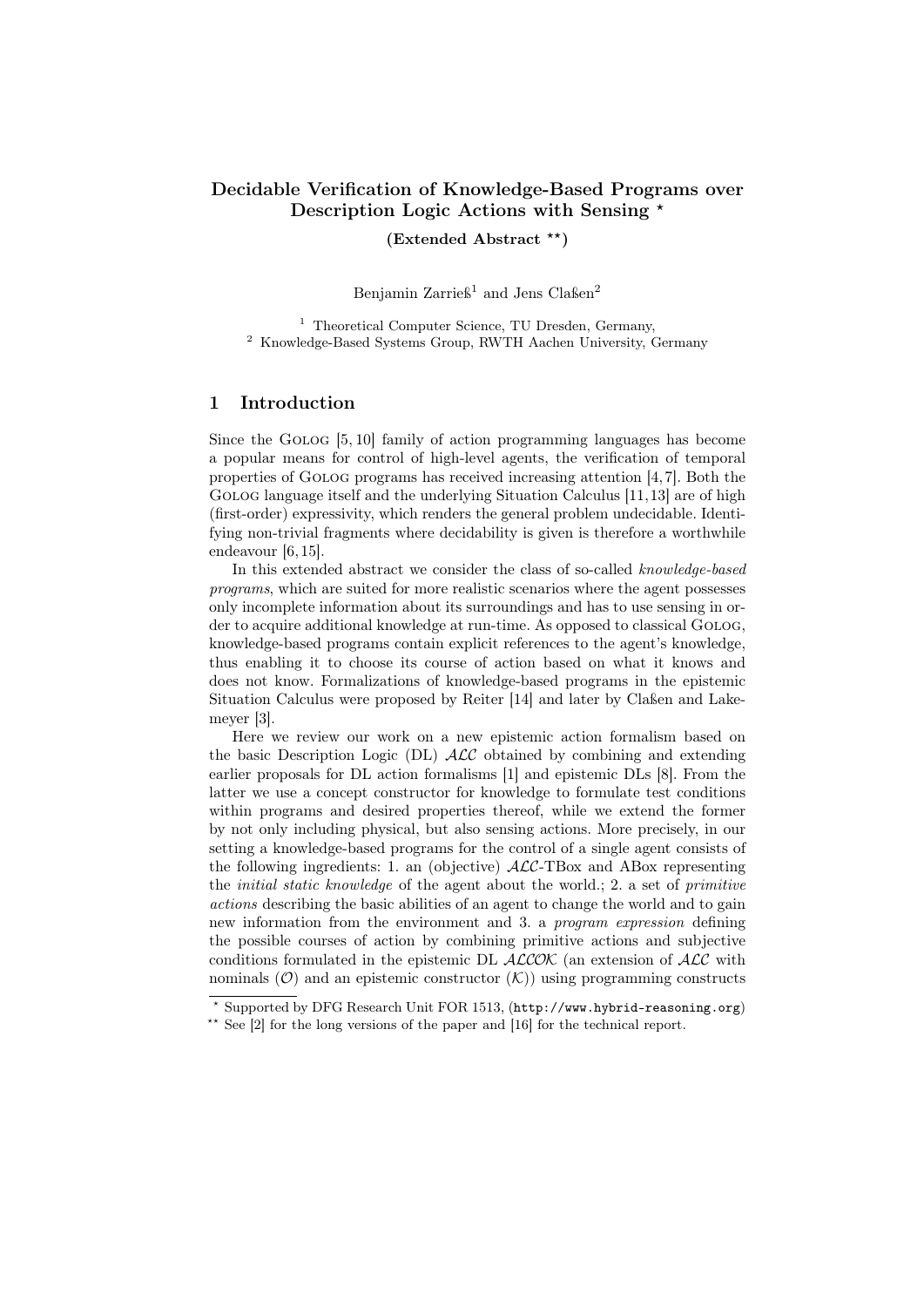# Decidable Verification of Knowledge-Based Programs over Description Logic Actions with Sensing *

**(Extended Abstract **)**

Benjamin Zarrieß[1] and Jens Claßen[2]

[1] Theoretical Computer Science, TU Dresden, Germany,
[2] Knowledge-Based Systems Group, RWTH Aachen University, Germany

## 1 Introduction

Since the Golog [5, 10] family of action programming languages has become a popular means for control of high-level agents, the verification of temporal properties of Golog programs has received increasing attention [4, 7]. Both the Golog language itself and the underlying Situation Calculus [11, 13] are of high (first-order) expressivity, which renders the general problem undecidable. Identifying non-trivial fragments where decidability is given is therefore a worthwhile endeavour [6, 15].

In this extended abstract we consider the class of so-called *knowledge-based programs*, which are suited for more realistic scenarios where the agent possesses only incomplete information about its surroundings and has to use sensing in order to acquire additional knowledge at run-time. As opposed to classical Golog, knowledge-based programs contain explicit references to the agent's knowledge, thus enabling it to choose its course of action based on what it knows and does not know. Formalizations of knowledge-based programs in the epistemic Situation Calculus were proposed by Reiter [14] and later by Claßen and Lakemeyer [3].

Here we review our work on a new epistemic action formalism based on the basic Description Logic (DL) $\mathcal{ALC}$ obtained by combining and extending earlier proposals for DL action formalisms [1] and epistemic DLs [8]. From the latter we use a concept constructor for knowledge to formulate test conditions within programs and desired properties thereof, while we extend the former by not only including physical, but also sensing actions. More precisely, in our setting a knowledge-based programs for the control of a single agent consists of the following ingredients: 1. an (objective) $\mathcal{ALC}$-TBox and ABox representing the *initial static knowledge* of the agent about the world.; 2. a set of *primitive actions* describing the basic abilities of an agent to change the world and to gain new information from the environment and 3. a *program expression* defining the possible courses of action by combining primitive actions and subjective conditions formulated in the epistemic DL $\mathcal{ALCOK}$ (an extension of $\mathcal{ALC}$ with nominals ($\mathcal{O}$) and an epistemic constructor ($\mathcal{K}$)) using programming constructs

* Supported by DFG Research Unit FOR 1513, (http://www.hybrid-reasoning.org)
** See [2] for the long versions of the paper and [16] for the technical report.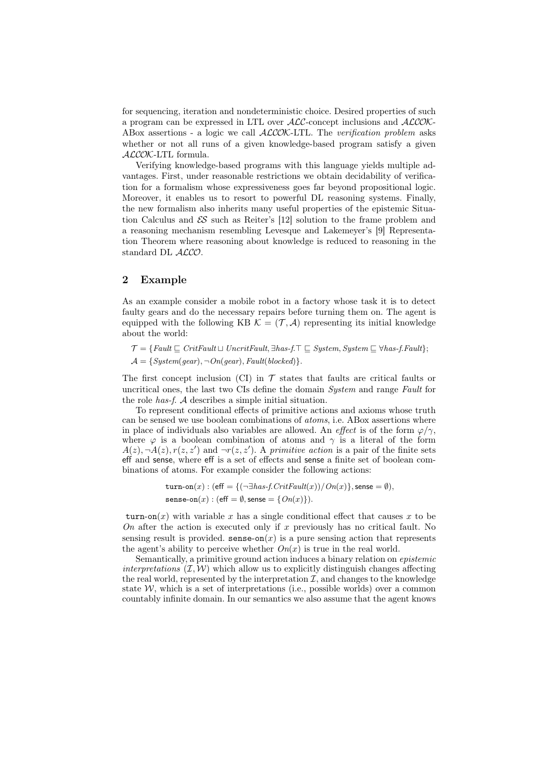for sequencing, iteration and nondeterministic choice. Desired properties of such a program can be expressed in LTL over $\mathcal{ALC}$-concept inclusions and $\mathcal{ALCOK}$-ABox assertions - a logic we call $\mathcal{ALCOK}$-LTL. The *verification problem* asks whether or not all runs of a given knowledge-based program satisfy a given $\mathcal{ALCOK}$-LTL formula.

Verifying knowledge-based programs with this language yields multiple advantages. First, under reasonable restrictions we obtain decidability of verification for a formalism whose expressiveness goes far beyond propositional logic. Moreover, it enables us to resort to powerful DL reasoning systems. Finally, the new formalism also inherits many useful properties of the epistemic Situation Calculus and $\mathcal{ES}$ such as Reiter's [12] solution to the frame problem and a reasoning mechanism resembling Levesque and Lakemeyer's [9] Representation Theorem where reasoning about knowledge is reduced to reasoning in the standard DL $\mathcal{ALCO}$.

## 2 Example

As an example consider a mobile robot in a factory whose task it is to detect faulty gears and do the necessary repairs before turning them on. The agent is equipped with the following KB $\mathcal{K} = (\mathcal{T}, \mathcal{A})$ representing its initial knowledge about the world:

$$\mathcal{T} = \{Fault \sqsubseteq CritFault \sqcup UncritFault, \exists has\text{-}f.\top \sqsubseteq System, System \sqsubseteq \forall has\text{-}f.Fault\};$$
$$\mathcal{A} = \{System(gear), \neg On(gear), Fault(blocked)\}.$$

The first concept inclusion (CI) in $\mathcal{T}$ states that faults are critical faults or uncritical ones, the last two CIs define the domain *System* and range *Fault* for the role *has-f*. $\mathcal{A}$ describes a simple initial situation.

To represent conditional effects of primitive actions and axioms whose truth can be sensed we use boolean combinations of *atoms*, i.e. ABox assertions where in place of individuals also variables are allowed. An *effect* is of the form $\varphi/\gamma$, where $\varphi$ is a boolean combination of atoms and $\gamma$ is a literal of the form $A(z), \neg A(z), r(z, z')$ and $\neg r(z, z')$. A *primitive action* is a pair of the finite sets eff and sense, where eff is a set of effects and sense a finite set of boolean combinations of atoms. For example consider the following actions:

$$\texttt{turn-on}(x) : (\mathsf{eff} = \{(\neg\exists has\text{-}f.CritFault(x))/On(x)\}, \mathsf{sense} = \emptyset),$$
$$\texttt{sense-on}(x) : (\mathsf{eff} = \emptyset, \mathsf{sense} = \{On(x)\}).$$

$\texttt{turn-on}(x)$ with variable $x$ has a single conditional effect that causes $x$ to be *On* after the action is executed only if $x$ previously has no critical fault. No sensing result is provided. $\texttt{sense-on}(x)$ is a pure sensing action that represents the agent's ability to perceive whether $On(x)$ is true in the real world.

Semantically, a primitive ground action induces a binary relation on *epistemic interpretations* $(\mathcal{I}, \mathcal{W})$ which allow us to explicitly distinguish changes affecting the real world, represented by the interpretation $\mathcal{I}$, and changes to the knowledge state $\mathcal{W}$, which is a set of interpretations (i.e., possible worlds) over a common countably infinite domain. In our semantics we also assume that the agent knows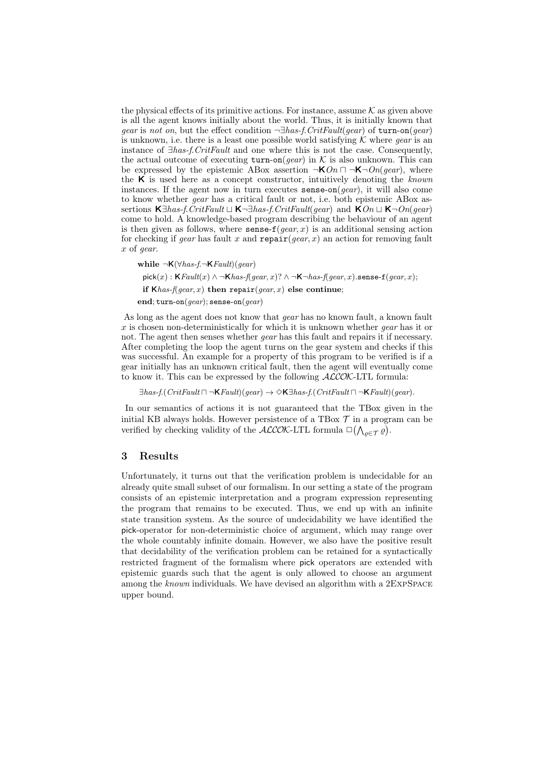the physical effects of its primitive actions. For instance, assume $\mathcal{K}$ as given above is all the agent knows initially about the world. Thus, it is initially known that *gear* is *not on*, but the effect condition $\neg\exists \mathit{has\text{-}f}.\mathit{CritFault}(\mathit{gear})$ of $\texttt{turn-on}(\mathit{gear})$ is unknown, i.e. there is a least one possible world satisfying $\mathcal{K}$ where *gear* is an instance of $\exists \mathit{has\text{-}f}.\mathit{CritFault}$ and one where this is not the case. Consequently, the actual outcome of executing $\texttt{turn-on}(\mathit{gear})$ in $\mathcal{K}$ is also unknown. This can be expressed by the epistemic ABox assertion $\neg\mathbf{K}\mathit{On} \sqcap \neg\mathbf{K}\neg\mathit{On}(\mathit{gear})$, where the $\mathbf{K}$ is used here as a concept constructor, intuitively denoting the *known* instances. If the agent now in turn executes $\texttt{sense-on}(\mathit{gear})$, it will also come to know whether *gear* has a critical fault or not, i.e. both epistemic ABox assertions $\mathbf{K}\exists \mathit{has\text{-}f}.\mathit{CritFault} \sqcup \mathbf{K}\neg\exists \mathit{has\text{-}f}.\mathit{CritFault}(\mathit{gear})$ and $\mathbf{K}\mathit{On} \sqcup \mathbf{K}\neg\mathit{On}(\mathit{gear})$ come to hold. A knowledge-based program describing the behaviour of an agent is then given as follows, where $\texttt{sense-f}(\mathit{gear}, x)$ is an additional sensing action for checking if *gear* has fault $x$ and $\texttt{repair}(\mathit{gear}, x)$ an action for removing fault $x$ of *gear*.

**while** $\neg\mathbf{K}(\forall \mathit{has\text{-}f}.\neg\mathbf{K}\mathit{Fault})(\mathit{gear})$

$\quad\mathsf{pick}(x) : \mathbf{K}\mathit{Fault}(x) \wedge \neg\mathbf{K}\mathit{has\text{-}f}(\mathit{gear}, x)? \wedge \neg\mathbf{K}\neg \mathit{has\text{-}f}(\mathit{gear}, x).\texttt{sense-f}(\mathit{gear}, x);$

$\quad$**if** $\mathbf{K}\mathit{has\text{-}f}(\mathit{gear}, x)$ **then** $\texttt{repair}(\mathit{gear}, x)$ **else continue**;

**end**; $\texttt{turn-on}(\mathit{gear}); \texttt{sense-on}(\mathit{gear})$

As long as the agent does not know that *gear* has no known fault, a known fault $x$ is chosen non-deterministically for which it is unknown whether *gear* has it or not. The agent then senses whether *gear* has this fault and repairs it if necessary. After completing the loop the agent turns on the gear system and checks if this was successful. An example for a property of this program to be verified is if a gear initially has an unknown critical fault, then the agent will eventually come to know it. This can be expressed by the following $\mathcal{ALCOK}$-LTL formula:

$$\exists \mathit{has\text{-}f}.(\mathit{CritFault} \sqcap \neg\mathbf{K}\mathit{Fault})(\mathit{gear}) \rightarrow \Diamond\mathbf{K}\exists \mathit{has\text{-}f}.(\mathit{CritFault} \sqcap \neg\mathbf{K}\mathit{Fault})(\mathit{gear}).$$

In our semantics of actions it is not guaranteed that the TBox given in the initial KB always holds. However persistence of a TBox $\mathcal{T}$ in a program can be verified by checking validity of the $\mathcal{ALCOK}$-LTL formula $\Box\big(\bigwedge_{\varrho\in\mathcal{T}} \varrho\big)$.

## 3 Results

Unfortunately, it turns out that the verification problem is undecidable for an already quite small subset of our formalism. In our setting a state of the program consists of an epistemic interpretation and a program expression representing the program that remains to be executed. Thus, we end up with an infinite state transition system. As the source of undecidability we have identified the pick-operator for non-deterministic choice of argument, which may range over the whole countably infinite domain. However, we also have the positive result that decidability of the verification problem can be retained for a syntactically restricted fragment of the formalism where pick operators are extended with epistemic guards such that the agent is only allowed to choose an argument among the *known* individuals. We have devised an algorithm with a 2ExpSpace upper bound.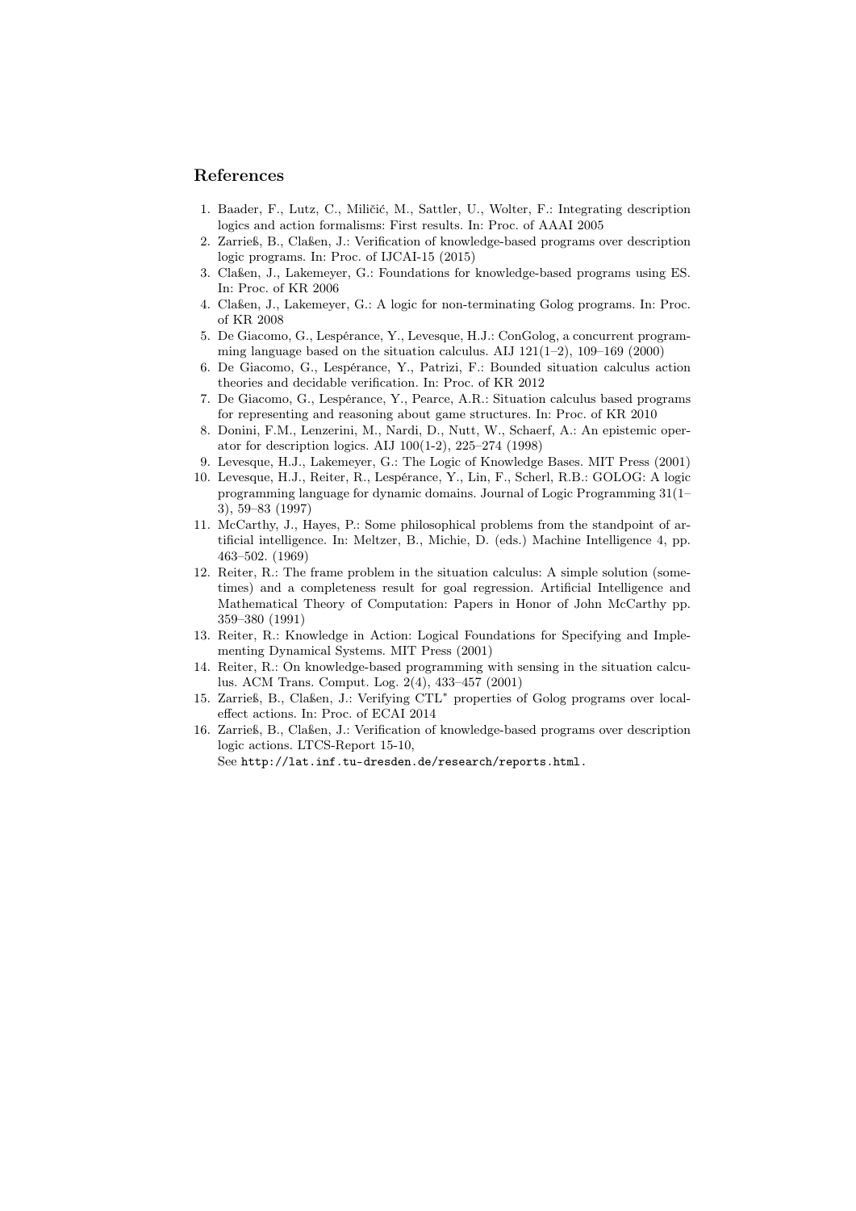## References

1. Baader, F., Lutz, C., Miličić, M., Sattler, U., Wolter, F.: Integrating description logics and action formalisms: First results. In: Proc. of AAAI 2005
2. Zarrieß, B., Claßen, J.: Verification of knowledge-based programs over description logic programs. In: Proc. of IJCAI-15 (2015)
3. Claßen, J., Lakemeyer, G.: Foundations for knowledge-based programs using ES. In: Proc. of KR 2006
4. Claßen, J., Lakemeyer, G.: A logic for non-terminating Golog programs. In: Proc. of KR 2008
5. De Giacomo, G., Lespérance, Y., Levesque, H.J.: ConGolog, a concurrent programming language based on the situation calculus. AIJ 121(1–2), 109–169 (2000)
6. De Giacomo, G., Lespérance, Y., Patrizi, F.: Bounded situation calculus action theories and decidable verification. In: Proc. of KR 2012
7. De Giacomo, G., Lespérance, Y., Pearce, A.R.: Situation calculus based programs for representing and reasoning about game structures. In: Proc. of KR 2010
8. Donini, F.M., Lenzerini, M., Nardi, D., Nutt, W., Schaerf, A.: An epistemic operator for description logics. AIJ 100(1-2), 225–274 (1998)
9. Levesque, H.J., Lakemeyer, G.: The Logic of Knowledge Bases. MIT Press (2001)
10. Levesque, H.J., Reiter, R., Lespérance, Y., Lin, F., Scherl, R.B.: GOLOG: A logic programming language for dynamic domains. Journal of Logic Programming 31(1–3), 59–83 (1997)
11. McCarthy, J., Hayes, P.: Some philosophical problems from the standpoint of artificial intelligence. In: Meltzer, B., Michie, D. (eds.) Machine Intelligence 4, pp. 463–502. (1969)
12. Reiter, R.: The frame problem in the situation calculus: A simple solution (sometimes) and a completeness result for goal regression. Artificial Intelligence and Mathematical Theory of Computation: Papers in Honor of John McCarthy pp. 359–380 (1991)
13. Reiter, R.: Knowledge in Action: Logical Foundations for Specifying and Implementing Dynamical Systems. MIT Press (2001)
14. Reiter, R.: On knowledge-based programming with sensing in the situation calculus. ACM Trans. Comput. Log. 2(4), 433–457 (2001)
15. Zarrieß, B., Claßen, J.: Verifying CTL$^*$ properties of Golog programs over local-effect actions. In: Proc. of ECAI 2014
16. Zarrieß, B., Claßen, J.: Verification of knowledge-based programs over description logic actions. LTCS-Report 15-10, See http://lat.inf.tu-dresden.de/research/reports.html.